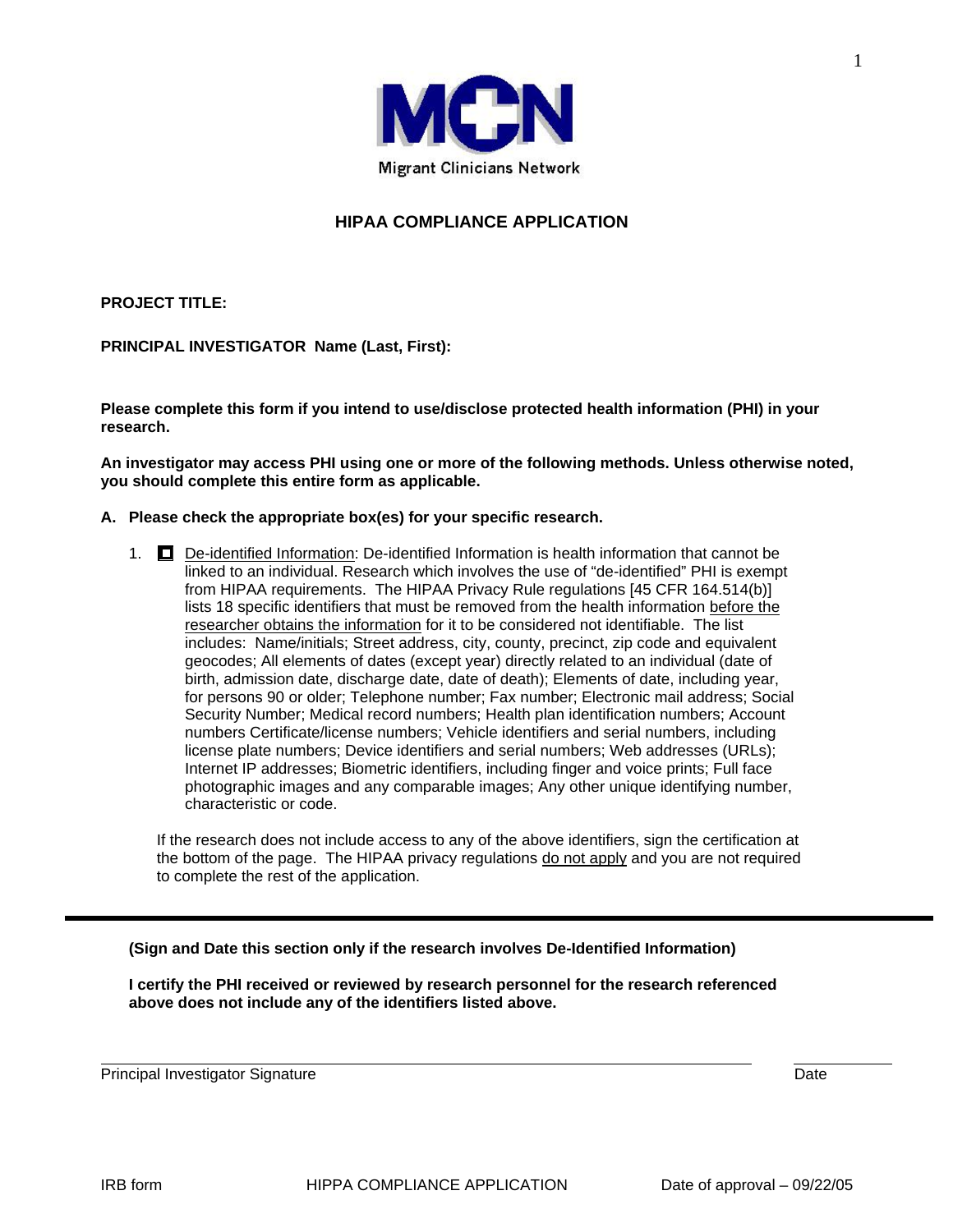Migrant Clinicians Network

# HIPAA COMPLIANCE APPLICATION

**PROJECT TITLE:**

**PRINCIPAL INVESTIGATOR Name (Last, First):**

**Please complete this form if you intend to use/disclose protected health information (PHI) in your research.**

**An investigator may access PHI using one or more of the following methods. Unless otherwise noted, you should complete this entire form as applicable.**

**A. Please check the appropriate box(es) for your specific research.**

1. ☐ De-identified Information: De-identified Information is health information that cannot be linked to an individual. Research which involves the use of "de-identified" PHI is exempt from HIPAA requirements. The HIPAA Privacy Rule regulations [45 CFR 164.514(b)] lists 18 specific identifiers that must be removed from the health information before the researcher obtains the information for it to be considered not identifiable. The list includes: Name/initials; Street address, city, county, precinct, zip code and equivalent geocodes; All elements of dates (except year) directly related to an individual (date of birth, admission date, discharge date, date of death); Elements of date, including year, for persons 90 or older; Telephone number; Fax number; Electronic mail address; Social Security Number; Medical record numbers; Health plan identification numbers; Account numbers Certificate/license numbers; Vehicle identifiers and serial numbers, including license plate numbers; Device identifiers and serial numbers; Web addresses (URLs); Internet IP addresses; Biometric identifiers, including finger and voice prints; Full face photographic images and any comparable images; Any other unique identifying number, characteristic or code.

   If the research does not include access to any of the above identifiers, sign the certification at the bottom of the page. The HIPAA privacy regulations do not apply and you are not required to complete the rest of the application.

---

**(Sign and Date this section only if the research involves De-Identified Information)**

**I certify the PHI received or reviewed by research personnel for the research referenced above does not include any of the identifiers listed above.**

\_\_\_\_\_\_\_\_\_\_\_\_\_\_\_\_\_\_\_\_\_\_\_\_\_\_\_\_\_\_\_\_\_\_\_\_\_\_\_\_\_\_\_\_\_\_ \_\_\_\_\_\_\_\_\_\_\_\_

Principal Investigator Signature Date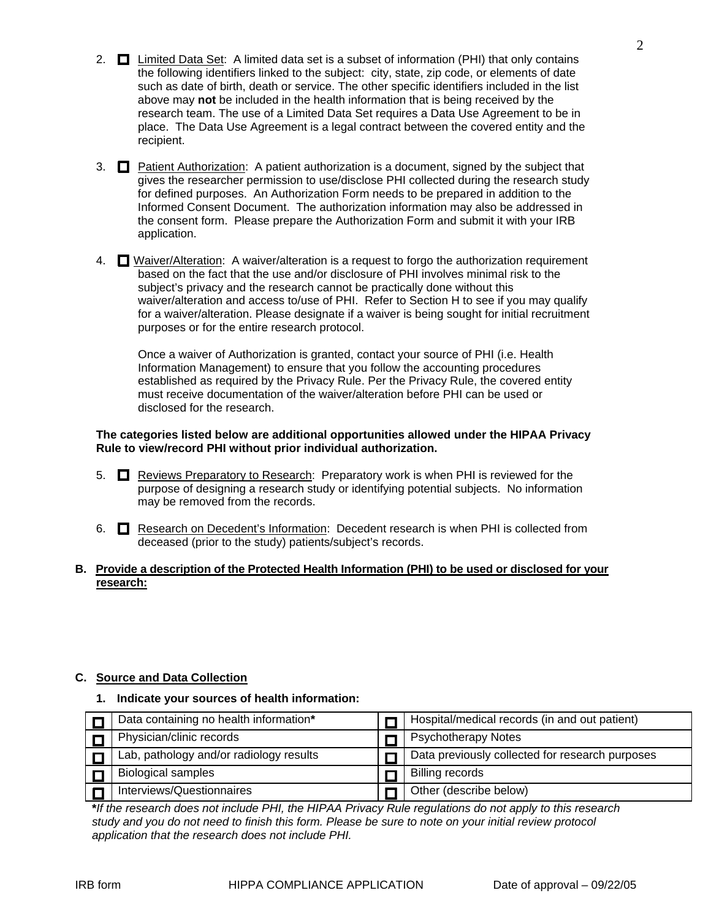2. ☐ Limited Data Set: A limited data set is a subset of information (PHI) that only contains the following identifiers linked to the subject: city, state, zip code, or elements of date such as date of birth, death or service. The other specific identifiers included in the list above may **not** be included in the health information that is being received by the research team. The use of a Limited Data Set requires a Data Use Agreement to be in place. The Data Use Agreement is a legal contract between the covered entity and the recipient.

3. ☐ Patient Authorization: A patient authorization is a document, signed by the subject that gives the researcher permission to use/disclose PHI collected during the research study for defined purposes. An Authorization Form needs to be prepared in addition to the Informed Consent Document. The authorization information may also be addressed in the consent form. Please prepare the Authorization Form and submit it with your IRB application.

4. ☐ Waiver/Alteration: A waiver/alteration is a request to forgo the authorization requirement based on the fact that the use and/or disclosure of PHI involves minimal risk to the subject's privacy and the research cannot be practically done without this waiver/alteration and access to/use of PHI. Refer to Section H to see if you may qualify for a waiver/alteration. Please designate if a waiver is being sought for initial recruitment purposes or for the entire research protocol.

   Once a waiver of Authorization is granted, contact your source of PHI (i.e. Health Information Management) to ensure that you follow the accounting procedures established as required by the Privacy Rule. Per the Privacy Rule, the covered entity must receive documentation of the waiver/alteration before PHI can be used or disclosed for the research.

**The categories listed below are additional opportunities allowed under the HIPAA Privacy Rule to view/record PHI without prior individual authorization.**

5. ☐ Reviews Preparatory to Research: Preparatory work is when PHI is reviewed for the purpose of designing a research study or identifying potential subjects. No information may be removed from the records.

6. ☐ Research on Decedent's Information: Decedent research is when PHI is collected from deceased (prior to the study) patients/subject's records.

**B. Provide a description of the Protected Health Information (PHI) to be used or disclosed for your research:**

**C. Source and Data Collection**

**1. Indicate your sources of health information:**

| | | | |
|---|---|---|---|
| ☐ | Data containing no health information* | ☐ | Hospital/medical records (in and out patient) |
| ☐ | Physician/clinic records | ☐ | Psychotherapy Notes |
| ☐ | Lab, pathology and/or radiology results | ☐ | Data previously collected for research purposes |
| ☐ | Biological samples | ☐ | Billing records |
| ☐ | Interviews/Questionnaires | ☐ | Other (describe below) |

***If the research does not include PHI, the HIPAA Privacy Rule regulations do not apply to this research study and you do not need to finish this form. Please be sure to note on your initial review protocol application that the research does not include PHI.***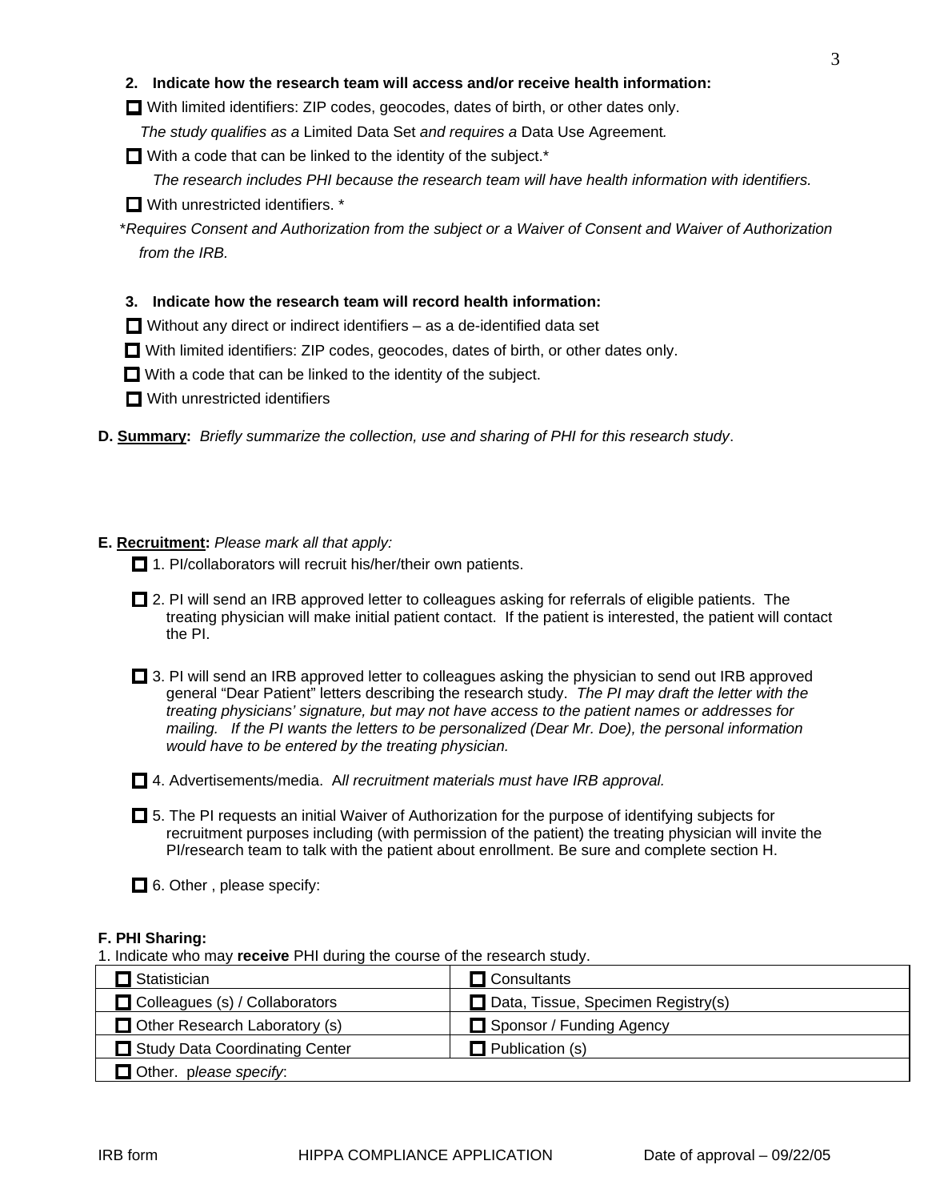**2. Indicate how the research team will access and/or receive health information:**

☐ With limited identifiers: ZIP codes, geocodes, dates of birth, or other dates only.
*The study qualifies as a* Limited Data Set *and requires a* Data Use Agreement*.*

☐ With a code that can be linked to the identity of the subject.*
*The research includes PHI because the research team will have health information with identifiers.*

☐ With unrestricted identifiers. *

**Requires Consent and Authorization from the subject or a Waiver of Consent and Waiver of Authorization from the IRB.*

**3. Indicate how the research team will record health information:**

☐ Without any direct or indirect identifiers – as a de-identified data set

☐ With limited identifiers: ZIP codes, geocodes, dates of birth, or other dates only.

☐ With a code that can be linked to the identity of the subject.

☐ With unrestricted identifiers

**D. Summary:** *Briefly summarize the collection, use and sharing of PHI for this research study*.

**E. Recruitment:** *Please mark all that apply:*

☐ 1. PI/collaborators will recruit his/her/their own patients.

☐ 2. PI will send an IRB approved letter to colleagues asking for referrals of eligible patients. The treating physician will make initial patient contact. If the patient is interested, the patient will contact the PI.

☐ 3. PI will send an IRB approved letter to colleagues asking the physician to send out IRB approved general "Dear Patient" letters describing the research study. *The PI may draft the letter with the treating physicians' signature, but may not have access to the patient names or addresses for mailing. If the PI wants the letters to be personalized (Dear Mr. Doe), the personal information would have to be entered by the treating physician.*

☐ 4. Advertisements/media. A*ll recruitment materials must have IRB approval.*

☐ 5. The PI requests an initial Waiver of Authorization for the purpose of identifying subjects for recruitment purposes including (with permission of the patient) the treating physician will invite the PI/research team to talk with the patient about enrollment. Be sure and complete section H.

☐ 6. Other , please specify:

**F. PHI Sharing:**

1. Indicate who may **receive** PHI during the course of the research study.

| | |
|---|---|
| ☐ Statistician | ☐ Consultants |
| ☐ Colleagues (s) / Collaborators | ☐ Data, Tissue, Specimen Registry(s) |
| ☐ Other Research Laboratory (s) | ☐ Sponsor / Funding Agency |
| ☐ Study Data Coordinating Center | ☐ Publication (s) |
| ☐ Other. p*lease specify*: | |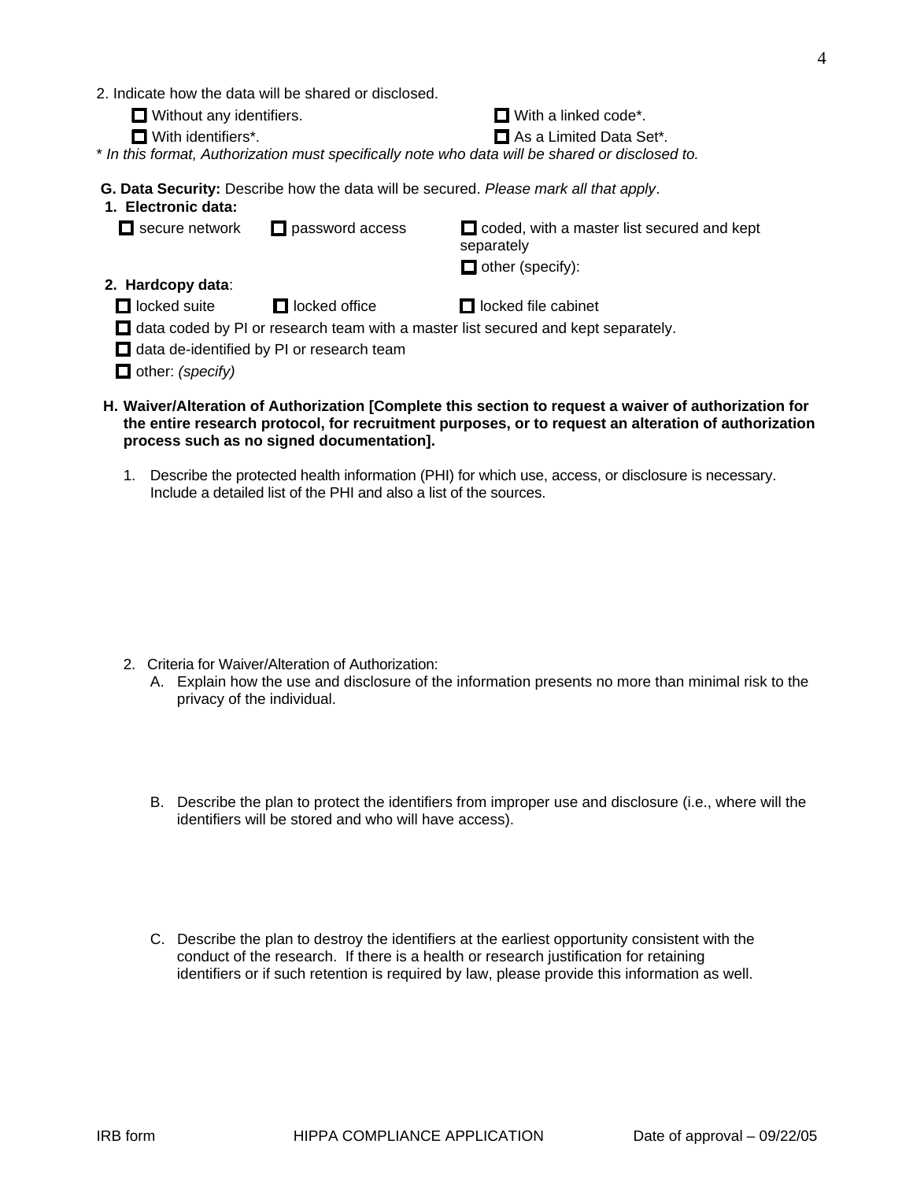2. Indicate how the data will be shared or disclosed.

- ☐ Without any identifiers.
- ☐ With a linked code*.
- ☐ With identifiers*.
- ☐ As a Limited Data Set*.

* *In this format, Authorization must specifically note who data will be shared or disclosed to.*

**G. Data Security:** Describe how the data will be secured. *Please mark all that apply*.

**1. Electronic data:**

- ☐ secure network
- ☐ password access
- ☐ coded, with a master list secured and kept separately
- ☐ other (specify):

**2. Hardcopy data**:

- ☐ locked suite
- ☐ locked office
- ☐ locked file cabinet
- ☐ data coded by PI or research team with a master list secured and kept separately.
- ☐ data de-identified by PI or research team
- ☐ other: *(specify)*

**H. Waiver/Alteration of Authorization [Complete this section to request a waiver of authorization for the entire research protocol, for recruitment purposes, or to request an alteration of authorization process such as no signed documentation].**

1. Describe the protected health information (PHI) for which use, access, or disclosure is necessary. Include a detailed list of the PHI and also a list of the sources.

2. Criteria for Waiver/Alteration of Authorization:

   A. Explain how the use and disclosure of the information presents no more than minimal risk to the privacy of the individual.

   B. Describe the plan to protect the identifiers from improper use and disclosure (i.e., where will the identifiers will be stored and who will have access).

   C. Describe the plan to destroy the identifiers at the earliest opportunity consistent with the conduct of the research. If there is a health or research justification for retaining identifiers or if such retention is required by law, please provide this information as well.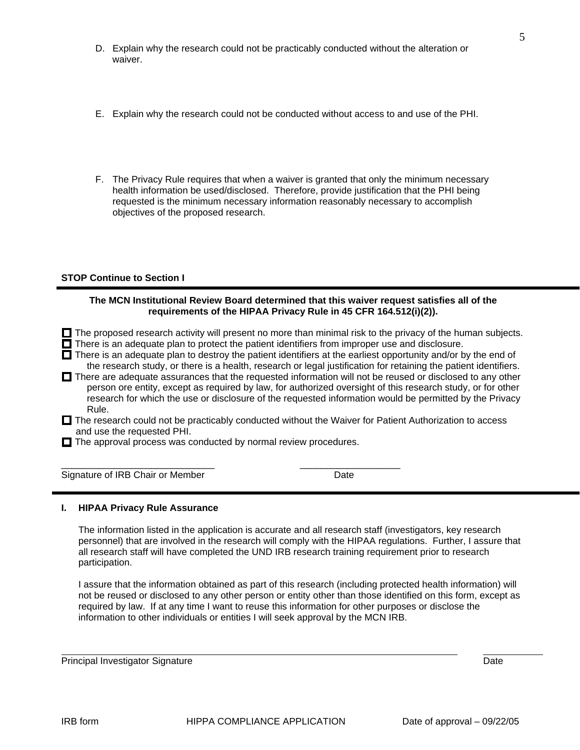D. Explain why the research could not be practicably conducted without the alteration or waiver.

E. Explain why the research could not be conducted without access to and use of the PHI.

F. The Privacy Rule requires that when a waiver is granted that only the minimum necessary health information be used/disclosed. Therefore, provide justification that the PHI being requested is the minimum necessary information reasonably necessary to accomplish objectives of the proposed research.

**STOP Continue to Section I**

---

**The MCN Institutional Review Board determined that this waiver request satisfies all of the requirements of the HIPAA Privacy Rule in 45 CFR 164.512(i)(2)).**

- ☐ The proposed research activity will present no more than minimal risk to the privacy of the human subjects.
- ☐ There is an adequate plan to protect the patient identifiers from improper use and disclosure.
- ☐ There is an adequate plan to destroy the patient identifiers at the earliest opportunity and/or by the end of the research study, or there is a health, research or legal justification for retaining the patient identifiers.
- ☐ There are adequate assurances that the requested information will not be reused or disclosed to any other person ore entity, except as required by law, for authorized oversight of this research study, or for other research for which the use or disclosure of the requested information would be permitted by the Privacy Rule.
- ☐ The research could not be practicably conducted without the Waiver for Patient Authorization to access and use the requested PHI.
- ☐ The approval process was conducted by normal review procedures.

\_\_\_\_\_\_\_\_\_\_\_\_\_\_\_\_\_\_\_\_\_\_\_\_\_\_\_\_\_ \_\_\_\_\_\_\_\_\_\_\_\_\_\_\_\_\_\_\_\_
Signature of IRB Chair or Member Date

---

**I. HIPAA Privacy Rule Assurance**

The information listed in the application is accurate and all research staff (investigators, key research personnel) that are involved in the research will comply with the HIPAA regulations. Further, I assure that all research staff will have completed the UND IRB research training requirement prior to research participation.

I assure that the information obtained as part of this research (including protected health information) will not be reused or disclosed to any other person or entity other than those identified on this form, except as required by law. If at any time I want to reuse this information for other purposes or disclose the information to other individuals or entities I will seek approval by the MCN IRB.

\_\_\_\_\_\_\_\_\_\_\_\_\_\_\_\_\_\_\_\_\_\_\_\_\_\_\_\_\_\_\_\_\_\_\_\_\_\_\_\_\_\_\_\_\_\_\_\_\_\_\_\_\_\_ \_\_\_\_\_\_\_\_\_\_
Principal Investigator Signature Date